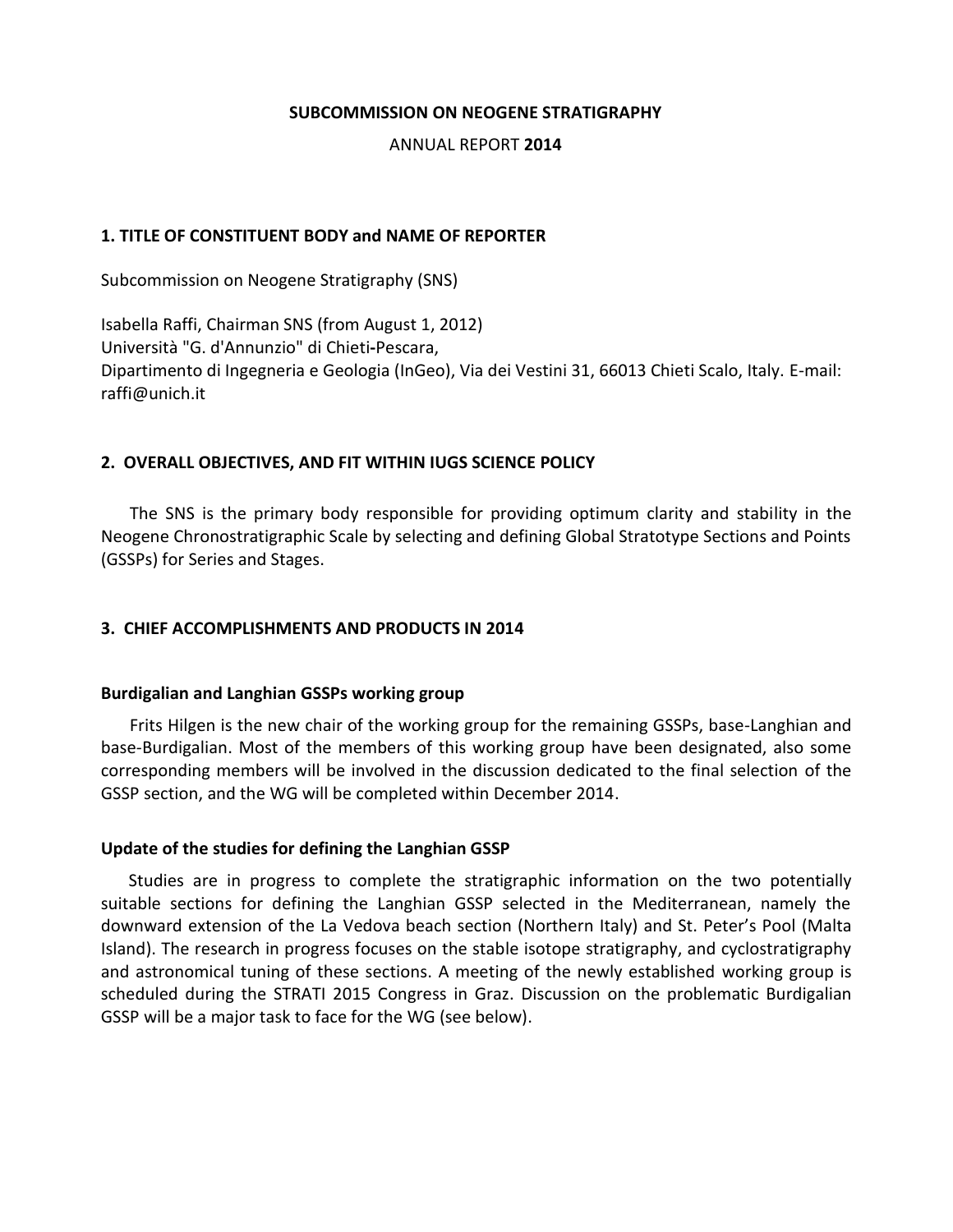**SUBCOMMISSION ON NEOGENE STRATIGRAPHY**

ANNUAL REPORT **2014**

## 1. TITLE OF CONSTITUENT BODY and NAME OF REPORTER

Subcommission on Neogene Stratigraphy (SNS)

Isabella Raffi, Chairman SNS (from August 1, 2012)
Università "G. d'Annunzio" di Chieti-Pescara,
Dipartimento di Ingegneria e Geologia (InGeo), Via dei Vestini 31, 66013 Chieti Scalo, Italy. E-mail: raffi@unich.it

## 2. OVERALL OBJECTIVES, AND FIT WITHIN IUGS SCIENCE POLICY

The SNS is the primary body responsible for providing optimum clarity and stability in the Neogene Chronostratigraphic Scale by selecting and defining Global Stratotype Sections and Points (GSSPs) for Series and Stages.

## 3. CHIEF ACCOMPLISHMENTS AND PRODUCTS IN 2014

### Burdigalian and Langhian GSSPs working group

Frits Hilgen is the new chair of the working group for the remaining GSSPs, base-Langhian and base-Burdigalian. Most of the members of this working group have been designated, also some corresponding members will be involved in the discussion dedicated to the final selection of the GSSP section, and the WG will be completed within December 2014.

### Update of the studies for defining the Langhian GSSP

Studies are in progress to complete the stratigraphic information on the two potentially suitable sections for defining the Langhian GSSP selected in the Mediterranean, namely the downward extension of the La Vedova beach section (Northern Italy) and St. Peter's Pool (Malta Island). The research in progress focuses on the stable isotope stratigraphy, and cyclostratigraphy and astronomical tuning of these sections. A meeting of the newly established working group is scheduled during the STRATI 2015 Congress in Graz. Discussion on the problematic Burdigalian GSSP will be a major task to face for the WG (see below).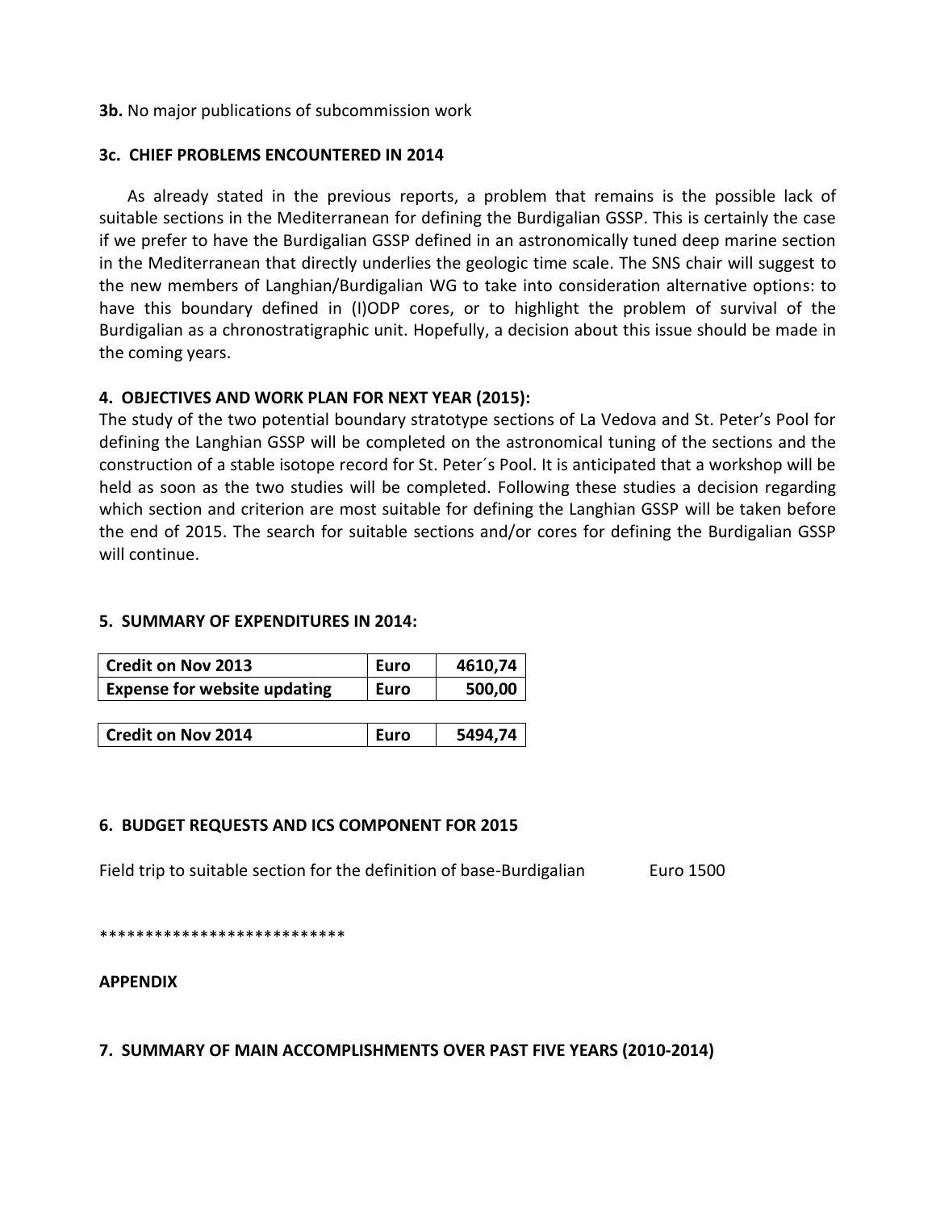**3b.** No major publications of subcommission work

**3c. CHIEF PROBLEMS ENCOUNTERED IN 2014**

As already stated in the previous reports, a problem that remains is the possible lack of suitable sections in the Mediterranean for defining the Burdigalian GSSP. This is certainly the case if we prefer to have the Burdigalian GSSP defined in an astronomically tuned deep marine section in the Mediterranean that directly underlies the geologic time scale. The SNS chair will suggest to the new members of Langhian/Burdigalian WG to take into consideration alternative options: to have this boundary defined in (I)ODP cores, or to highlight the problem of survival of the Burdigalian as a chronostratigraphic unit. Hopefully, a decision about this issue should be made in the coming years.

**4. OBJECTIVES AND WORK PLAN FOR NEXT YEAR (2015):**

The study of the two potential boundary stratotype sections of La Vedova and St. Peter's Pool for defining the Langhian GSSP will be completed on the astronomical tuning of the sections and the construction of a stable isotope record for St. Peter´s Pool. It is anticipated that a workshop will be held as soon as the two studies will be completed. Following these studies a decision regarding which section and criterion are most suitable for defining the Langhian GSSP will be taken before the end of 2015. The search for suitable sections and/or cores for defining the Burdigalian GSSP will continue.

**5. SUMMARY OF EXPENDITURES IN 2014:**

| | | |
|---|---|---|
| **Credit on Nov 2013** | **Euro** | **4610,74** |
| **Expense for website updating** | **Euro** | **500,00** |
| | | |
| **Credit on Nov 2014** | **Euro** | **5494,74** |

**6. BUDGET REQUESTS AND ICS COMPONENT FOR 2015**

Field trip to suitable section for the definition of base-Burdigalian Euro 1500

***************************

**APPENDIX**

**7. SUMMARY OF MAIN ACCOMPLISHMENTS OVER PAST FIVE YEARS (2010-2014)**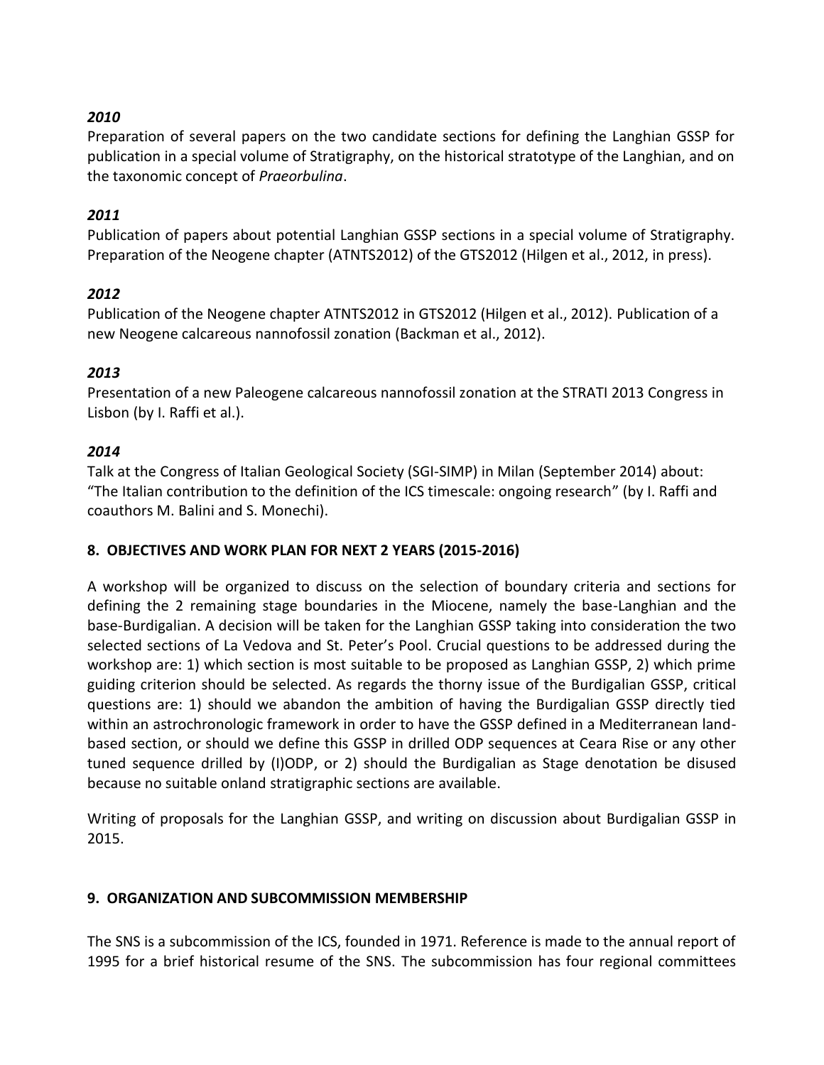*2010*
Preparation of several papers on the two candidate sections for defining the Langhian GSSP for publication in a special volume of Stratigraphy, on the historical stratotype of the Langhian, and on the taxonomic concept of *Praeorbulina*.

*2011*
Publication of papers about potential Langhian GSSP sections in a special volume of Stratigraphy. Preparation of the Neogene chapter (ATNTS2012) of the GTS2012 (Hilgen et al., 2012, in press).

*2012*
Publication of the Neogene chapter ATNTS2012 in GTS2012 (Hilgen et al., 2012). Publication of a new Neogene calcareous nannofossil zonation (Backman et al., 2012).

*2013*
Presentation of a new Paleogene calcareous nannofossil zonation at the STRATI 2013 Congress in Lisbon (by I. Raffi et al.).

*2014*
Talk at the Congress of Italian Geological Society (SGI-SIMP) in Milan (September 2014) about: “The Italian contribution to the definition of the ICS timescale: ongoing research” (by I. Raffi and coauthors M. Balini and S. Monechi).

## 8. OBJECTIVES AND WORK PLAN FOR NEXT 2 YEARS (2015-2016)

A workshop will be organized to discuss on the selection of boundary criteria and sections for defining the 2 remaining stage boundaries in the Miocene, namely the base-Langhian and the base-Burdigalian. A decision will be taken for the Langhian GSSP taking into consideration the two selected sections of La Vedova and St. Peter’s Pool. Crucial questions to be addressed during the workshop are: 1) which section is most suitable to be proposed as Langhian GSSP, 2) which prime guiding criterion should be selected. As regards the thorny issue of the Burdigalian GSSP, critical questions are: 1) should we abandon the ambition of having the Burdigalian GSSP directly tied within an astrochronologic framework in order to have the GSSP defined in a Mediterranean land-based section, or should we define this GSSP in drilled ODP sequences at Ceara Rise or any other tuned sequence drilled by (I)ODP, or 2) should the Burdigalian as Stage denotation be disused because no suitable onland stratigraphic sections are available.

Writing of proposals for the Langhian GSSP, and writing on discussion about Burdigalian GSSP in 2015.

## 9. ORGANIZATION AND SUBCOMMISSION MEMBERSHIP

The SNS is a subcommission of the ICS, founded in 1971. Reference is made to the annual report of 1995 for a brief historical resume of the SNS. The subcommission has four regional committees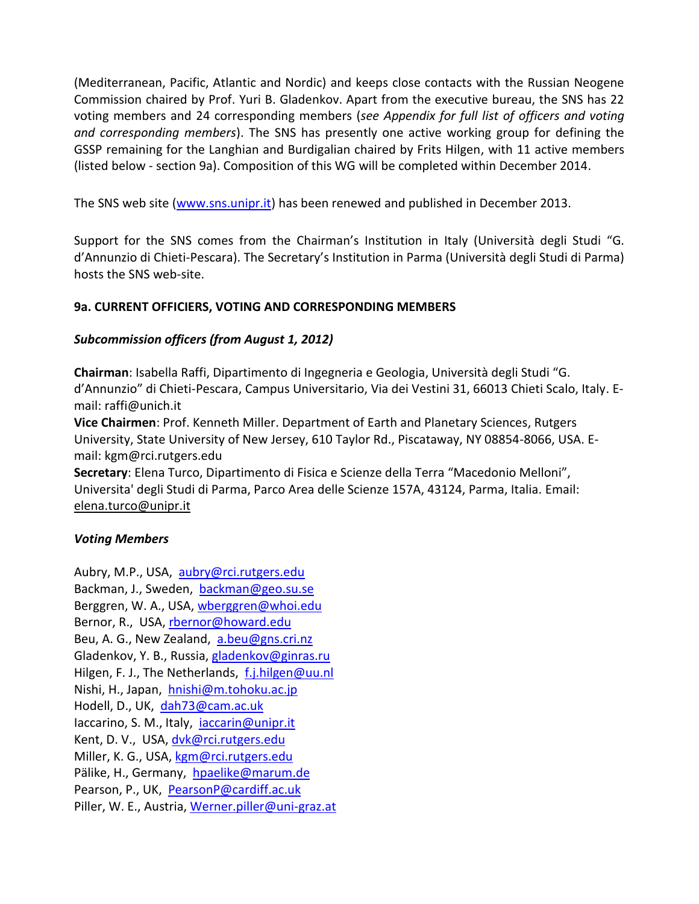(Mediterranean, Pacific, Atlantic and Nordic) and keeps close contacts with the Russian Neogene Commission chaired by Prof. Yuri B. Gladenkov. Apart from the executive bureau, the SNS has 22 voting members and 24 corresponding members (*see Appendix for full list of officers and voting and corresponding members*). The SNS has presently one active working group for defining the GSSP remaining for the Langhian and Burdigalian chaired by Frits Hilgen, with 11 active members (listed below - section 9a). Composition of this WG will be completed within December 2014.

The SNS web site (www.sns.unipr.it) has been renewed and published in December 2013.

Support for the SNS comes from the Chairman's Institution in Italy (Università degli Studi "G. d'Annunzio di Chieti-Pescara). The Secretary's Institution in Parma (Università degli Studi di Parma) hosts the SNS web-site.

### 9a. CURRENT OFFICIERS, VOTING AND CORRESPONDING MEMBERS

#### *Subcommission officers (from August 1, 2012)*

**Chairman**: Isabella Raffi, Dipartimento di Ingegneria e Geologia, Università degli Studi "G. d'Annunzio" di Chieti-Pescara, Campus Universitario, Via dei Vestini 31, 66013 Chieti Scalo, Italy. E-mail: raffi@unich.it
**Vice Chairmen**: Prof. Kenneth Miller. Department of Earth and Planetary Sciences, Rutgers University, State University of New Jersey, 610 Taylor Rd., Piscataway, NY 08854-8066, USA. E-mail: kgm@rci.rutgers.edu
**Secretary**: Elena Turco, Dipartimento di Fisica e Scienze della Terra "Macedonio Melloni", Universita' degli Studi di Parma, Parco Area delle Scienze 157A, 43124, Parma, Italia. Email: elena.turco@unipr.it

#### *Voting Members*

Aubry, M.P., USA, aubry@rci.rutgers.edu
Backman, J., Sweden, backman@geo.su.se
Berggren, W. A., USA, wberggren@whoi.edu
Bernor, R., USA, rbernor@howard.edu
Beu, A. G., New Zealand, a.beu@gns.cri.nz
Gladenkov, Y. B., Russia, gladenkov@ginras.ru
Hilgen, F. J., The Netherlands, f.j.hilgen@uu.nl
Nishi, H., Japan, hnishi@m.tohoku.ac.jp
Hodell, D., UK, dah73@cam.ac.uk
Iaccarino, S. M., Italy, iaccarin@unipr.it
Kent, D. V., USA, dvk@rci.rutgers.edu
Miller, K. G., USA, kgm@rci.rutgers.edu
Pälike, H., Germany, hpaelike@marum.de
Pearson, P., UK, PearsonP@cardiff.ac.uk
Piller, W. E., Austria, Werner.piller@uni-graz.at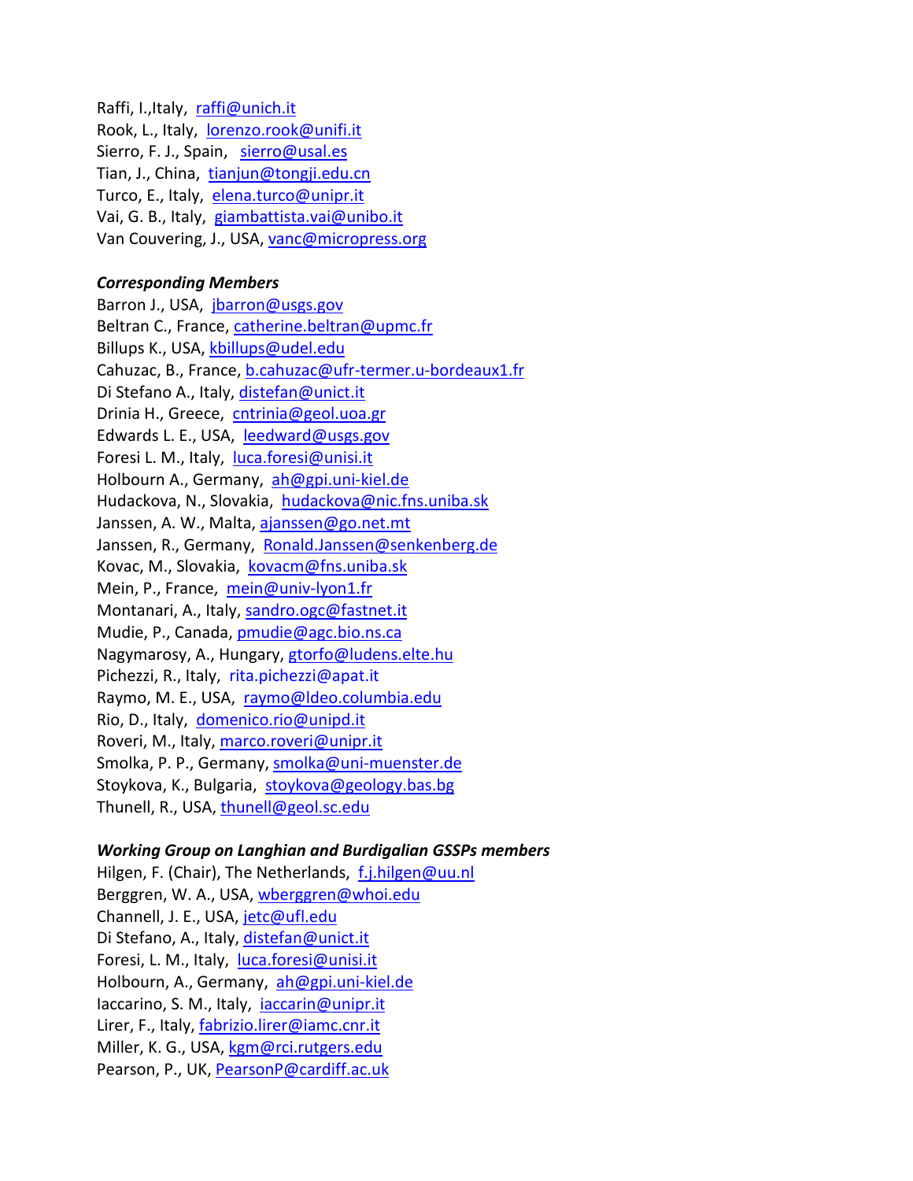Raffi, I.,Italy, raffi@unich.it
Rook, L., Italy, lorenzo.rook@unifi.it
Sierro, F. J., Spain, sierro@usal.es
Tian, J., China, tianjun@tongji.edu.cn
Turco, E., Italy, elena.turco@unipr.it
Vai, G. B., Italy, giambattista.vai@unibo.it
Van Couvering, J., USA, vanc@micropress.org

***Corresponding Members***

Barron J., USA, jbarron@usgs.gov
Beltran C., France, catherine.beltran@upmc.fr
Billups K., USA, kbillups@udel.edu
Cahuzac, B., France, b.cahuzac@ufr-termer.u-bordeaux1.fr
Di Stefano A., Italy, distefan@unict.it
Drinia H., Greece, cntrinia@geol.uoa.gr
Edwards L. E., USA, leedward@usgs.gov
Foresi L. M., Italy, luca.foresi@unisi.it
Holbourn A., Germany, ah@gpi.uni-kiel.de
Hudackova, N., Slovakia, hudackova@nic.fns.uniba.sk
Janssen, A. W., Malta, ajanssen@go.net.mt
Janssen, R., Germany, Ronald.Janssen@senkenberg.de
Kovac, M., Slovakia, kovacm@fns.uniba.sk
Mein, P., France, mein@univ-lyon1.fr
Montanari, A., Italy, sandro.ogc@fastnet.it
Mudie, P., Canada, pmudie@agc.bio.ns.ca
Nagymarosy, A., Hungary, gtorfo@ludens.elte.hu
Pichezzi, R., Italy, rita.pichezzi@apat.it
Raymo, M. E., USA, raymo@ldeo.columbia.edu
Rio, D., Italy, domenico.rio@unipd.it
Roveri, M., Italy, marco.roveri@unipr.it
Smolka, P. P., Germany, smolka@uni-muenster.de
Stoykova, K., Bulgaria, stoykova@geology.bas.bg
Thunell, R., USA, thunell@geol.sc.edu

***Working Group on Langhian and Burdigalian GSSPs members***

Hilgen, F. (Chair), The Netherlands, f.j.hilgen@uu.nl
Berggren, W. A., USA, wberggren@whoi.edu
Channell, J. E., USA, jetc@ufl.edu
Di Stefano, A., Italy, distefan@unict.it
Foresi, L. M., Italy, luca.foresi@unisi.it
Holbourn, A., Germany, ah@gpi.uni-kiel.de
Iaccarino, S. M., Italy, iaccarin@unipr.it
Lirer, F., Italy, fabrizio.lirer@iamc.cnr.it
Miller, K. G., USA, kgm@rci.rutgers.edu
Pearson, P., UK, PearsonP@cardiff.ac.uk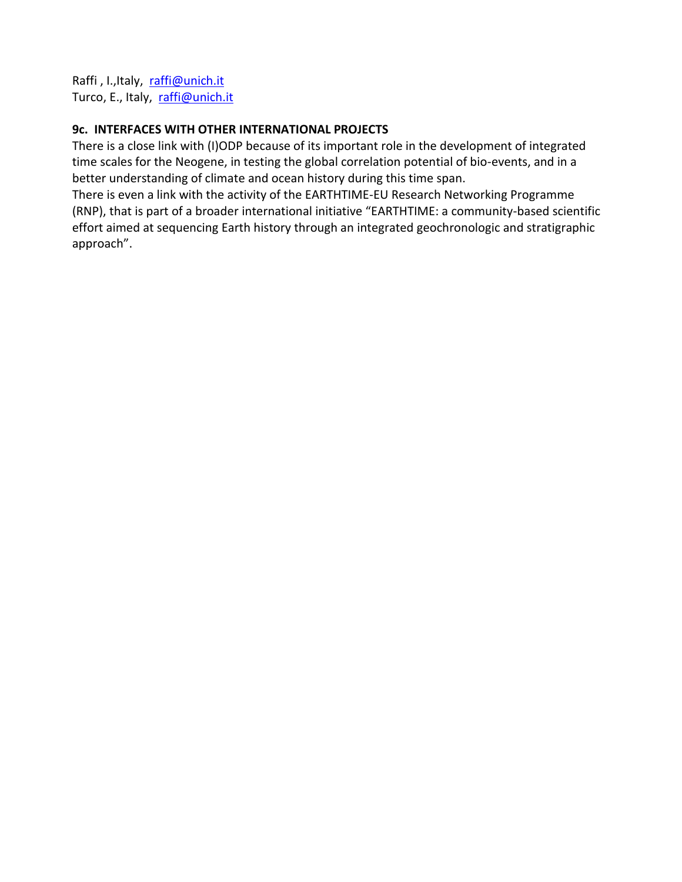Raffi , I.,Italy, raffi@unich.it
Turco, E., Italy, raffi@unich.it

**9c. INTERFACES WITH OTHER INTERNATIONAL PROJECTS**

There is a close link with (I)ODP because of its important role in the development of integrated time scales for the Neogene, in testing the global correlation potential of bio-events, and in a better understanding of climate and ocean history during this time span.
There is even a link with the activity of the EARTHTIME-EU Research Networking Programme (RNP), that is part of a broader international initiative "EARTHTIME: a community-based scientific effort aimed at sequencing Earth history through an integrated geochronologic and stratigraphic approach".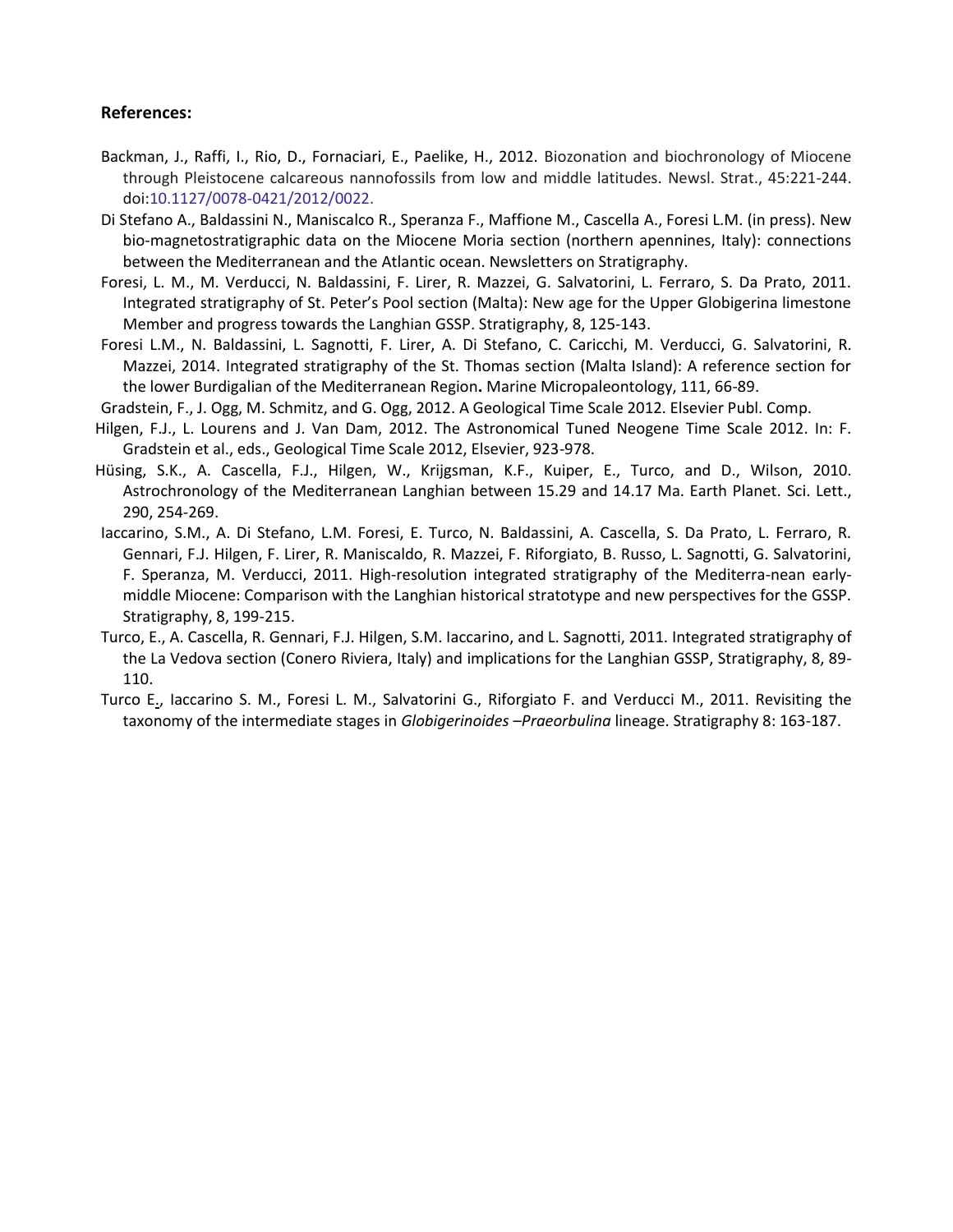**References:**

Backman, J., Raffi, I., Rio, D., Fornaciari, E., Paelike, H., 2012. Biozonation and biochronology of Miocene through Pleistocene calcareous nannofossils from low and middle latitudes. Newsl. Strat., 45:221-244. doi:10.1127/0078-0421/2012/0022.

Di Stefano A., Baldassini N., Maniscalco R., Speranza F., Maffione M., Cascella A., Foresi L.M. (in press). New bio-magnetostratigraphic data on the Miocene Moria section (northern apennines, Italy): connections between the Mediterranean and the Atlantic ocean. Newsletters on Stratigraphy.

Foresi, L. M., M. Verducci, N. Baldassini, F. Lirer, R. Mazzei, G. Salvatorini, L. Ferraro, S. Da Prato, 2011. Integrated stratigraphy of St. Peter's Pool section (Malta): New age for the Upper Globigerina limestone Member and progress towards the Langhian GSSP. Stratigraphy, 8, 125-143.

Foresi L.M., N. Baldassini, L. Sagnotti, F. Lirer, A. Di Stefano, C. Caricchi, M. Verducci, G. Salvatorini, R. Mazzei, 2014. Integrated stratigraphy of the St. Thomas section (Malta Island): A reference section for the lower Burdigalian of the Mediterranean Region**.** Marine Micropaleontology, 111, 66-89.

Gradstein, F., J. Ogg, M. Schmitz, and G. Ogg, 2012. A Geological Time Scale 2012. Elsevier Publ. Comp.

Hilgen, F.J., L. Lourens and J. Van Dam, 2012. The Astronomical Tuned Neogene Time Scale 2012. In: F. Gradstein et al., eds., Geological Time Scale 2012, Elsevier, 923-978.

Hüsing, S.K., A. Cascella, F.J., Hilgen, W., Krijgsman, K.F., Kuiper, E., Turco, and D., Wilson, 2010. Astrochronology of the Mediterranean Langhian between 15.29 and 14.17 Ma. Earth Planet. Sci. Lett., 290, 254-269.

Iaccarino, S.M., A. Di Stefano, L.M. Foresi, E. Turco, N. Baldassini, A. Cascella, S. Da Prato, L. Ferraro, R. Gennari, F.J. Hilgen, F. Lirer, R. Maniscaldo, R. Mazzei, F. Riforgiato, B. Russo, L. Sagnotti, G. Salvatorini, F. Speranza, M. Verducci, 2011. High-resolution integrated stratigraphy of the Mediterra-nean early-middle Miocene: Comparison with the Langhian historical stratotype and new perspectives for the GSSP. Stratigraphy, 8, 199-215.

Turco, E., A. Cascella, R. Gennari, F.J. Hilgen, S.M. Iaccarino, and L. Sagnotti, 2011. Integrated stratigraphy of the La Vedova section (Conero Riviera, Italy) and implications for the Langhian GSSP, Stratigraphy, 8, 89-110.

Turco E., Iaccarino S. M., Foresi L. M., Salvatorini G., Riforgiato F. and Verducci M., 2011. Revisiting the taxonomy of the intermediate stages in *Globigerinoides* –*Praeorbulina* lineage. Stratigraphy 8: 163-187.